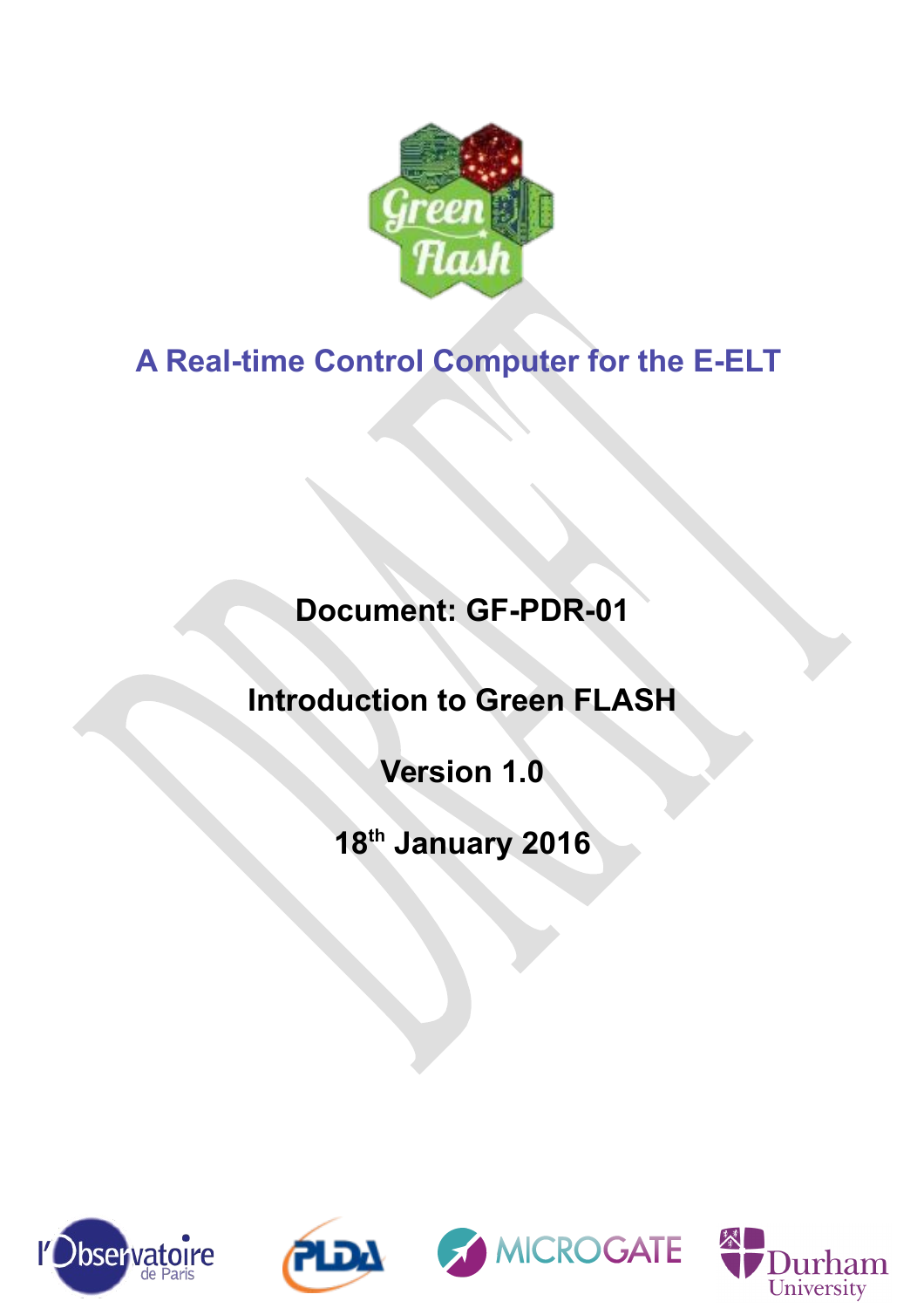# A Real-time Control Computer for the E-ELT

**Document: GF-PDR-01**

**Introduction to Green FLASH**

**Version 1.0**

**18th January 2016**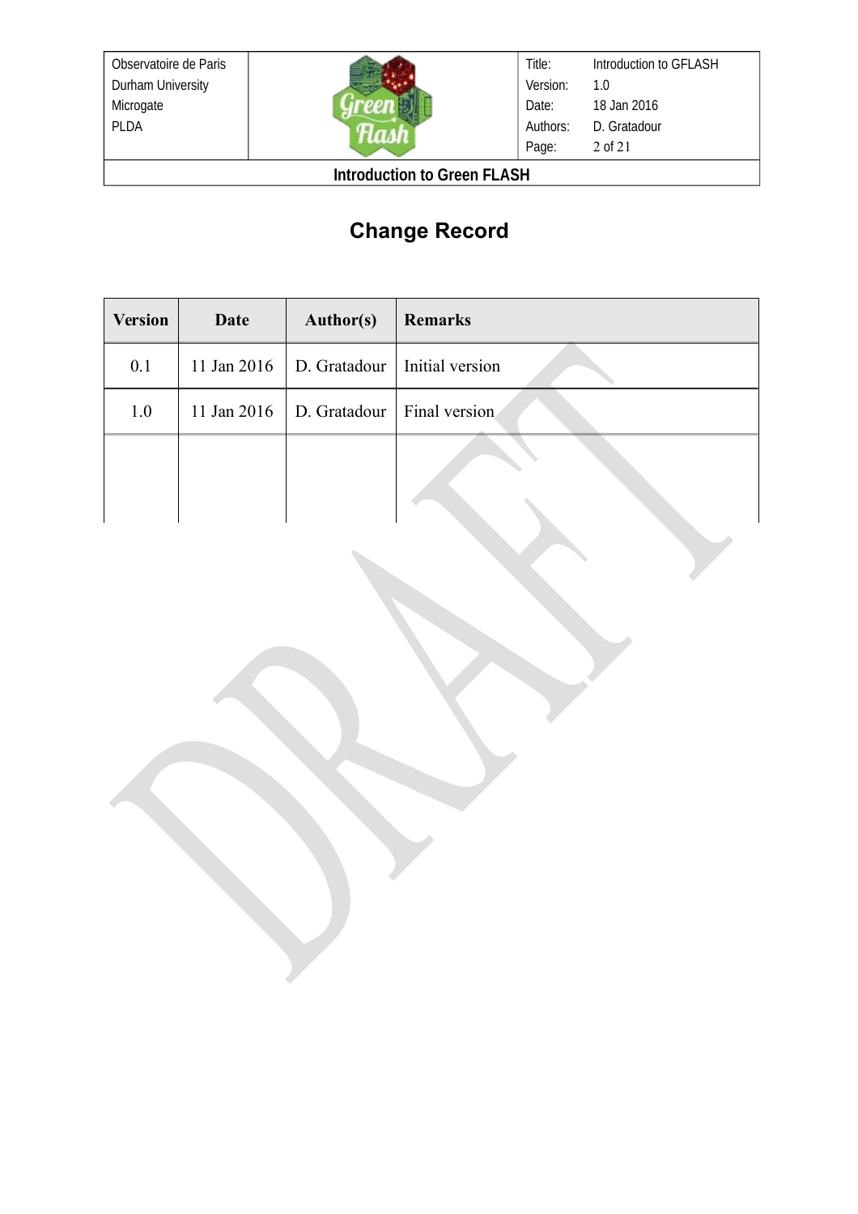# Change Record

| Version | Date | Author(s) | Remarks |
|---|---|---|---|
| 0.1 | 11 Jan 2016 | D. Gratadour | Initial version |
| 1.0 | 11 Jan 2016 | D. Gratadour | Final version |
| | | | |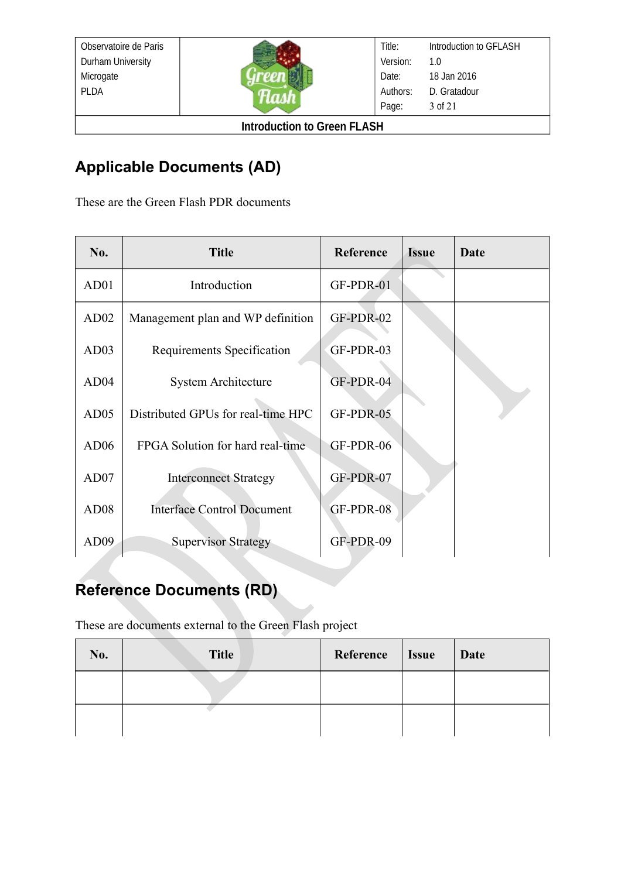## Applicable Documents (AD)

These are the Green Flash PDR documents

| No. | Title | Reference | Issue | Date |
|---|---|---|---|---|
| AD01 | Introduction | GF-PDR-01 | | |
| AD02 | Management plan and WP definition | GF-PDR-02 | | |
| AD03 | Requirements Specification | GF-PDR-03 | | |
| AD04 | System Architecture | GF-PDR-04 | | |
| AD05 | Distributed GPUs for real-time HPC | GF-PDR-05 | | |
| AD06 | FPGA Solution for hard real-time | GF-PDR-06 | | |
| AD07 | Interconnect Strategy | GF-PDR-07 | | |
| AD08 | Interface Control Document | GF-PDR-08 | | |
| AD09 | Supervisor Strategy | GF-PDR-09 | | |

## Reference Documents (RD)

These are documents external to the Green Flash project

| No. | Title | Reference | Issue | Date |
|---|---|---|---|---|
| | | | | |
| | | | | |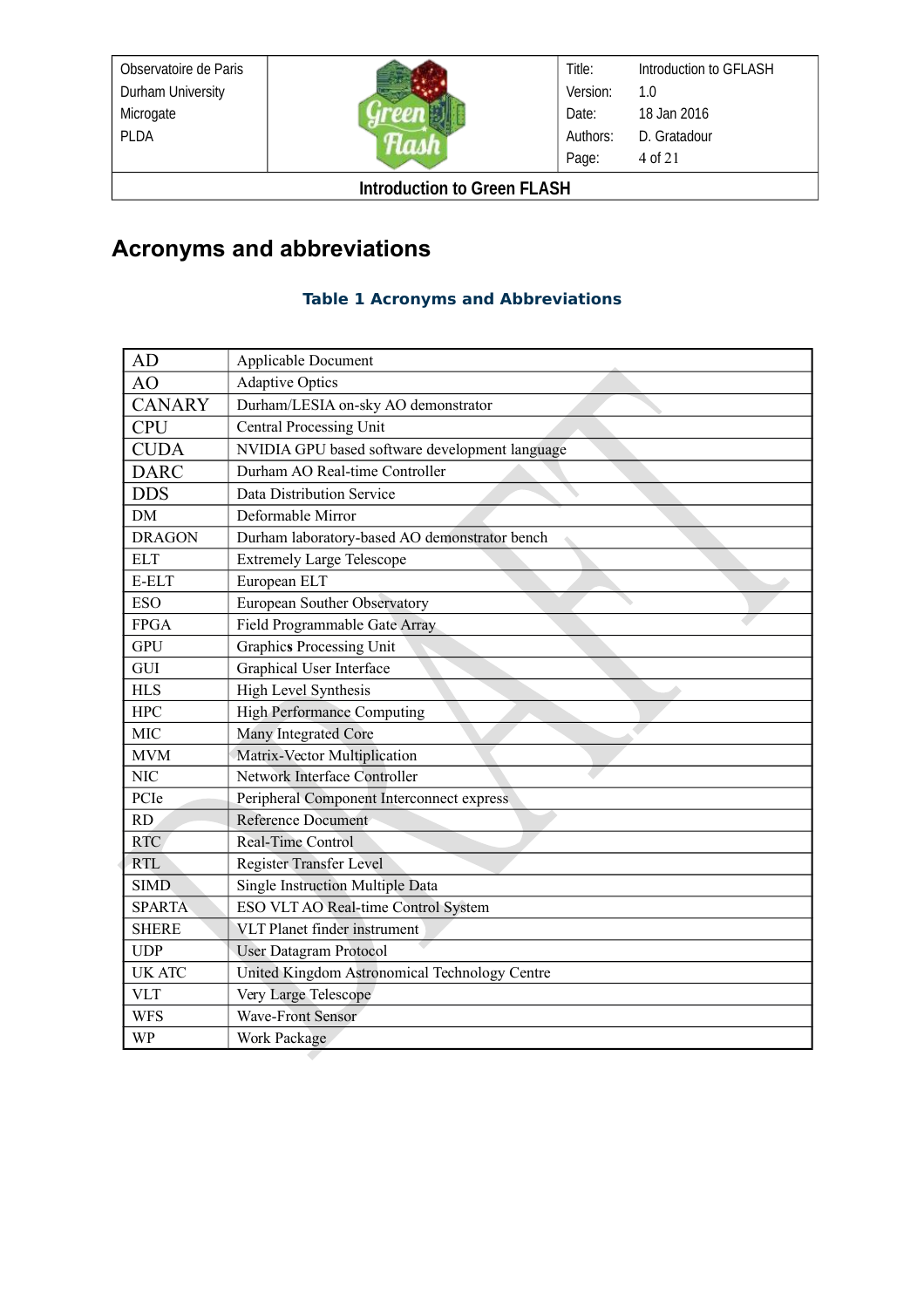# Acronyms and abbreviations

**Table 1 Acronyms and Abbreviations**

| | |
|---|---|
| AD | Applicable Document |
| AO | Adaptive Optics |
| CANARY | Durham/LESIA on-sky AO demonstrator |
| CPU | Central Processing Unit |
| CUDA | NVIDIA GPU based software development language |
| DARC | Durham AO Real-time Controller |
| DDS | Data Distribution Service |
| DM | Deformable Mirror |
| DRAGON | Durham laboratory-based AO demonstrator bench |
| ELT | Extremely Large Telescope |
| E-ELT | European ELT |
| ESO | European Souther Observatory |
| FPGA | Field Programmable Gate Array |
| GPU | Graphics Processing Unit |
| GUI | Graphical User Interface |
| HLS | High Level Synthesis |
| HPC | High Performance Computing |
| MIC | Many Integrated Core |
| MVM | Matrix-Vector Multiplication |
| NIC | Network Interface Controller |
| PCIe | Peripheral Component Interconnect express |
| RD | Reference Document |
| RTC | Real-Time Control |
| RTL | Register Transfer Level |
| SIMD | Single Instruction Multiple Data |
| SPARTA | ESO VLT AO Real-time Control System |
| SHERE | VLT Planet finder instrument |
| UDP | User Datagram Protocol |
| UK ATC | United Kingdom Astronomical Technology Centre |
| VLT | Very Large Telescope |
| WFS | Wave-Front Sensor |
| WP | Work Package |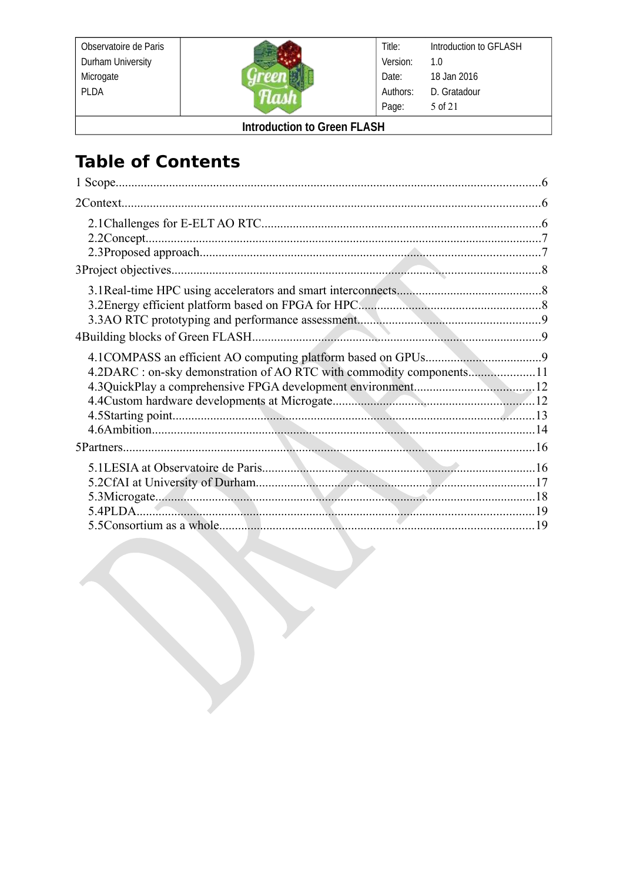# Table of Contents

1 Scope....................................................................................................................................6

2Context..................................................................................................................................6

2.1Challenges for E-ELT AO RTC.......................................................................................6
2.2Concept...........................................................................................................................7
2.3Proposed approach..........................................................................................................7

3Project objectives..................................................................................................................8

3.1Real-time HPC using accelerators and smart interconnects.............................................8
3.2Energy efficient platform based on FPGA for HPC.........................................................8
3.3AO RTC prototyping and performance assessment.........................................................9

4Building blocks of Green FLASH..........................................................................................9

4.1COMPASS an efficient AO computing platform based on GPUs....................................9
4.2DARC : on-sky demonstration of AO RTC with commodity components.....................11
4.3QuickPlay a comprehensive FPGA development environment......................................12
4.4Custom hardware developments at Microgate................................................................12
4.5Starting point.................................................................................................................13
4.6Ambition........................................................................................................................14

5Partners................................................................................................................................16

5.1LESIA at Observatoire de Paris......................................................................................16
5.2CfAI at University of Durham........................................................................................17
5.3Microgate.......................................................................................................................18
5.4PLDA.............................................................................................................................19
5.5Consortium as a whole...................................................................................................19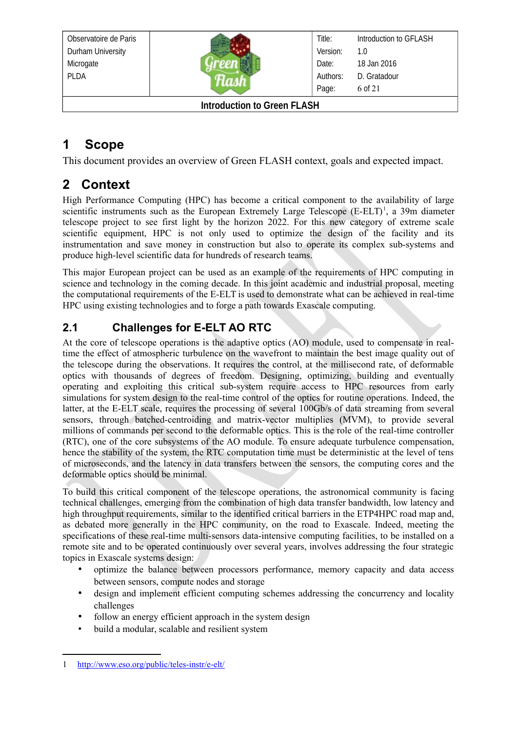# 1 Scope

This document provides an overview of Green FLASH context, goals and expected impact.

# 2 Context

High Performance Computing (HPC) has become a critical component to the availability of large scientific instruments such as the European Extremely Large Telescope (E-ELT)[1], a 39m diameter telescope project to see first light by the horizon 2022. For this new category of extreme scale scientific equipment, HPC is not only used to optimize the design of the facility and its instrumentation and save money in construction but also to operate its complex sub-systems and produce high-level scientific data for hundreds of research teams.

This major European project can be used as an example of the requirements of HPC computing in science and technology in the coming decade. In this joint academic and industrial proposal, meeting the computational requirements of the E-ELT is used to demonstrate what can be achieved in real-time HPC using existing technologies and to forge a path towards Exascale computing.

## 2.1 Challenges for E-ELT AO RTC

At the core of telescope operations is the adaptive optics (AO) module, used to compensate in real-time the effect of atmospheric turbulence on the wavefront to maintain the best image quality out of the telescope during the observations. It requires the control, at the millisecond rate, of deformable optics with thousands of degrees of freedom. Designing, optimizing, building and eventually operating and exploiting this critical sub-system require access to HPC resources from early simulations for system design to the real-time control of the optics for routine operations. Indeed, the latter, at the E-ELT scale, requires the processing of several 100Gb/s of data streaming from several sensors, through batched-centroiding and matrix-vector multiplies (MVM), to provide several millions of commands per second to the deformable optics. This is the role of the real-time controller (RTC), one of the core subsystems of the AO module. To ensure adequate turbulence compensation, hence the stability of the system, the RTC computation time must be deterministic at the level of tens of microseconds, and the latency in data transfers between the sensors, the computing cores and the deformable optics should be minimal.

To build this critical component of the telescope operations, the astronomical community is facing technical challenges, emerging from the combination of high data transfer bandwidth, low latency and high throughput requirements, similar to the identified critical barriers in the ETP4HPC road map and, as debated more generally in the HPC community, on the road to Exascale. Indeed, meeting the specifications of these real-time multi-sensors data-intensive computing facilities, to be installed on a remote site and to be operated continuously over several years, involves addressing the four strategic topics in Exascale systems design:

- optimize the balance between processors performance, memory capacity and data access between sensors, compute nodes and storage
- design and implement efficient computing schemes addressing the concurrency and locality challenges
- follow an energy efficient approach in the system design
- build a modular, scalable and resilient system

---

1 http://www.eso.org/public/teles-instr/e-elt/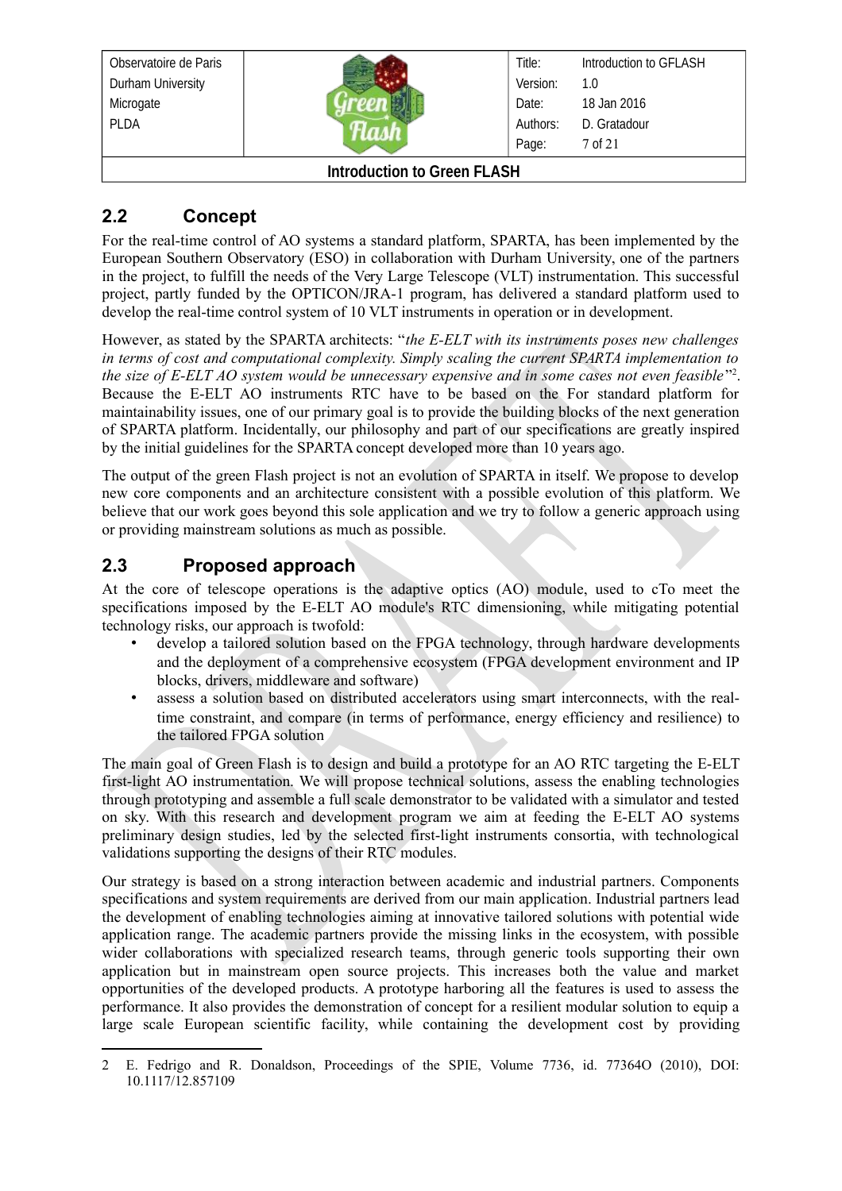## 2.2 Concept

For the real-time control of AO systems a standard platform, SPARTA, has been implemented by the European Southern Observatory (ESO) in collaboration with Durham University, one of the partners in the project, to fulfill the needs of the Very Large Telescope (VLT) instrumentation. This successful project, partly funded by the OPTICON/JRA-1 program, has delivered a standard platform used to develop the real-time control system of 10 VLT instruments in operation or in development.

However, as stated by the SPARTA architects: "*the E-ELT with its instruments poses new challenges in terms of cost and computational complexity. Simply scaling the current SPARTA implementation to the size of E-ELT AO system would be unnecessary expensive and in some cases not even feasible*"[2]. Because the E-ELT AO instruments RTC have to be based on the For standard platform for maintainability issues, one of our primary goal is to provide the building blocks of the next generation of SPARTA platform. Incidentally, our philosophy and part of our specifications are greatly inspired by the initial guidelines for the SPARTA concept developed more than 10 years ago.

The output of the green Flash project is not an evolution of SPARTA in itself. We propose to develop new core components and an architecture consistent with a possible evolution of this platform. We believe that our work goes beyond this sole application and we try to follow a generic approach using or providing mainstream solutions as much as possible.

## 2.3 Proposed approach

At the core of telescope operations is the adaptive optics (AO) module, used to cTo meet the specifications imposed by the E-ELT AO module's RTC dimensioning, while mitigating potential technology risks, our approach is twofold:

- develop a tailored solution based on the FPGA technology, through hardware developments and the deployment of a comprehensive ecosystem (FPGA development environment and IP blocks, drivers, middleware and software)
- assess a solution based on distributed accelerators using smart interconnects, with the real-time constraint, and compare (in terms of performance, energy efficiency and resilience) to the tailored FPGA solution

The main goal of Green Flash is to design and build a prototype for an AO RTC targeting the E-ELT first-light AO instrumentation. We will propose technical solutions, assess the enabling technologies through prototyping and assemble a full scale demonstrator to be validated with a simulator and tested on sky. With this research and development program we aim at feeding the E-ELT AO systems preliminary design studies, led by the selected first-light instruments consortia, with technological validations supporting the designs of their RTC modules.

Our strategy is based on a strong interaction between academic and industrial partners. Components specifications and system requirements are derived from our main application. Industrial partners lead the development of enabling technologies aiming at innovative tailored solutions with potential wide application range. The academic partners provide the missing links in the ecosystem, with possible wider collaborations with specialized research teams, through generic tools supporting their own application but in mainstream open source projects. This increases both the value and market opportunities of the developed products. A prototype harboring all the features is used to assess the performance. It also provides the demonstration of concept for a resilient modular solution to equip a large scale European scientific facility, while containing the development cost by providing

---

2 E. Fedrigo and R. Donaldson, Proceedings of the SPIE, Volume 7736, id. 77364O (2010), DOI: 10.1117/12.857109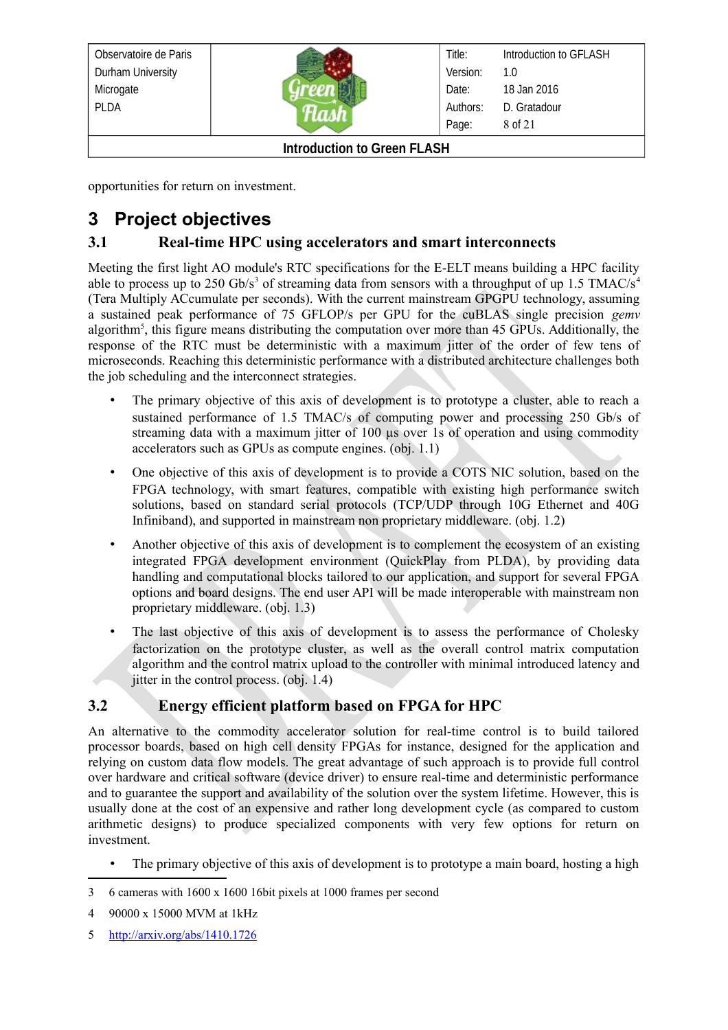opportunities for return on investment.

# 3 Project objectives

## 3.1 Real-time HPC using accelerators and smart interconnects

Meeting the first light AO module's RTC specifications for the E-ELT means building a HPC facility able to process up to 250 Gb/s[3] of streaming data from sensors with a throughput of up 1.5 TMAC/s[4] (Tera Multiply ACcumulate per seconds). With the current mainstream GPGPU technology, assuming a sustained peak performance of 75 GFLOP/s per GPU for the cuBLAS single precision *gemv* algorithm[5], this figure means distributing the computation over more than 45 GPUs. Additionally, the response of the RTC must be deterministic with a maximum jitter of the order of few tens of microseconds. Reaching this deterministic performance with a distributed architecture challenges both the job scheduling and the interconnect strategies.

- The primary objective of this axis of development is to prototype a cluster, able to reach a sustained performance of 1.5 TMAC/s of computing power and processing 250 Gb/s of streaming data with a maximum jitter of 100 µs over 1s of operation and using commodity accelerators such as GPUs as compute engines. (obj. 1.1)
- One objective of this axis of development is to provide a COTS NIC solution, based on the FPGA technology, with smart features, compatible with existing high performance switch solutions, based on standard serial protocols (TCP/UDP through 10G Ethernet and 40G Infiniband), and supported in mainstream non proprietary middleware. (obj. 1.2)
- Another objective of this axis of development is to complement the ecosystem of an existing integrated FPGA development environment (QuickPlay from PLDA), by providing data handling and computational blocks tailored to our application, and support for several FPGA options and board designs. The end user API will be made interoperable with mainstream non proprietary middleware. (obj. 1.3)
- The last objective of this axis of development is to assess the performance of Cholesky factorization on the prototype cluster, as well as the overall control matrix computation algorithm and the control matrix upload to the controller with minimal introduced latency and jitter in the control process. (obj. 1.4)

## 3.2 Energy efficient platform based on FPGA for HPC

An alternative to the commodity accelerator solution for real-time control is to build tailored processor boards, based on high cell density FPGAs for instance, designed for the application and relying on custom data flow models. The great advantage of such approach is to provide full control over hardware and critical software (device driver) to ensure real-time and deterministic performance and to guarantee the support and availability of the solution over the system lifetime. However, this is usually done at the cost of an expensive and rather long development cycle (as compared to custom arithmetic designs) to produce specialized components with very few options for return on investment.

- The primary objective of this axis of development is to prototype a main board, hosting a high

---

3 6 cameras with 1600 x 1600 16bit pixels at 1000 frames per second

4 90000 x 15000 MVM at 1kHz

5 http://arxiv.org/abs/1410.1726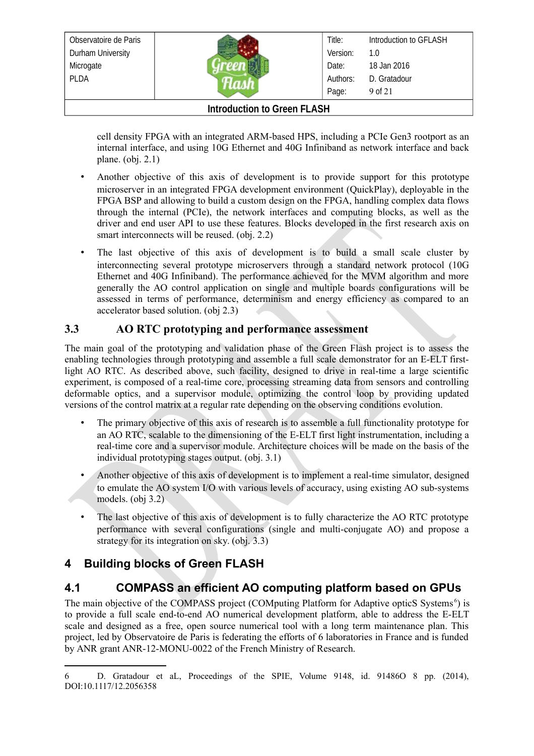cell density FPGA with an integrated ARM-based HPS, including a PCIe Gen3 rootport as an internal interface, and using 10G Ethernet and 40G Infiniband as network interface and back plane. (obj. 2.1)

- Another objective of this axis of development is to provide support for this prototype microserver in an integrated FPGA development environment (QuickPlay), deployable in the FPGA BSP and allowing to build a custom design on the FPGA, handling complex data flows through the internal (PCIe), the network interfaces and computing blocks, as well as the driver and end user API to use these features. Blocks developed in the first research axis on smart interconnects will be reused. (obj. 2.2)
- The last objective of this axis of development is to build a small scale cluster by interconnecting several prototype microservers through a standard network protocol (10G Ethernet and 40G Infiniband). The performance achieved for the MVM algorithm and more generally the AO control application on single and multiple boards configurations will be assessed in terms of performance, determinism and energy efficiency as compared to an accelerator based solution. (obj 2.3)

### 3.3 AO RTC prototyping and performance assessment

The main goal of the prototyping and validation phase of the Green Flash project is to assess the enabling technologies through prototyping and assemble a full scale demonstrator for an E-ELT first-light AO RTC. As described above, such facility, designed to drive in real-time a large scientific experiment, is composed of a real-time core, processing streaming data from sensors and controlling deformable optics, and a supervisor module, optimizing the control loop by providing updated versions of the control matrix at a regular rate depending on the observing conditions evolution.

- The primary objective of this axis of research is to assemble a full functionality prototype for an AO RTC, scalable to the dimensioning of the E-ELT first light instrumentation, including a real-time core and a supervisor module. Architecture choices will be made on the basis of the individual prototyping stages output. (obj. 3.1)
- Another objective of this axis of development is to implement a real-time simulator, designed to emulate the AO system I/O with various levels of accuracy, using existing AO sub-systems models. (obj 3.2)
- The last objective of this axis of development is to fully characterize the AO RTC prototype performance with several configurations (single and multi-conjugate AO) and propose a strategy for its integration on sky. (obj. 3.3)

## 4 Building blocks of Green FLASH

### 4.1 COMPASS an efficient AO computing platform based on GPUs

The main objective of the COMPASS project (COMputing Platform for Adaptive opticS Systems[6]) is to provide a full scale end-to-end AO numerical development platform, able to address the E-ELT scale and designed as a free, open source numerical tool with a long term maintenance plan. This project, led by Observatoire de Paris is federating the efforts of 6 laboratories in France and is funded by ANR grant ANR-12-MONU-0022 of the French Ministry of Research.

---

6 D. Gratadour et aL, Proceedings of the SPIE, Volume 9148, id. 91486O 8 pp. (2014), DOI:10.1117/12.2056358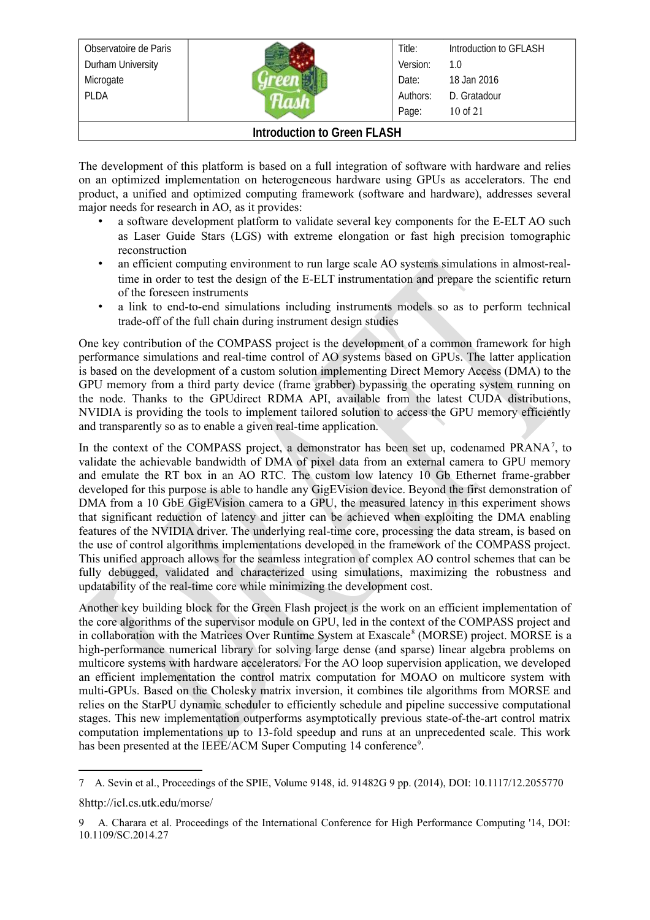The development of this platform is based on a full integration of software with hardware and relies on an optimized implementation on heterogeneous hardware using GPUs as accelerators. The end product, a unified and optimized computing framework (software and hardware), addresses several major needs for research in AO, as it provides:

- a software development platform to validate several key components for the E-ELT AO such as Laser Guide Stars (LGS) with extreme elongation or fast high precision tomographic reconstruction
- an efficient computing environment to run large scale AO systems simulations in almost-real-time in order to test the design of the E-ELT instrumentation and prepare the scientific return of the foreseen instruments
- a link to end-to-end simulations including instruments models so as to perform technical trade-off of the full chain during instrument design studies

One key contribution of the COMPASS project is the development of a common framework for high performance simulations and real-time control of AO systems based on GPUs. The latter application is based on the development of a custom solution implementing Direct Memory Access (DMA) to the GPU memory from a third party device (frame grabber) bypassing the operating system running on the node. Thanks to the GPUdirect RDMA API, available from the latest CUDA distributions, NVIDIA is providing the tools to implement tailored solution to access the GPU memory efficiently and transparently so as to enable a given real-time application.

In the context of the COMPASS project, a demonstrator has been set up, codenamed PRANA[7], to validate the achievable bandwidth of DMA of pixel data from an external camera to GPU memory and emulate the RT box in an AO RTC. The custom low latency 10 Gb Ethernet frame-grabber developed for this purpose is able to handle any GigEVision device. Beyond the first demonstration of DMA from a 10 GbE GigEVision camera to a GPU, the measured latency in this experiment shows that significant reduction of latency and jitter can be achieved when exploiting the DMA enabling features of the NVIDIA driver. The underlying real-time core, processing the data stream, is based on the use of control algorithms implementations developed in the framework of the COMPASS project. This unified approach allows for the seamless integration of complex AO control schemes that can be fully debugged, validated and characterized using simulations, maximizing the robustness and updatability of the real-time core while minimizing the development cost.

Another key building block for the Green Flash project is the work on an efficient implementation of the core algorithms of the supervisor module on GPU, led in the context of the COMPASS project and in collaboration with the Matrices Over Runtime System at Exascale[8] (MORSE) project. MORSE is a high-performance numerical library for solving large dense (and sparse) linear algebra problems on multicore systems with hardware accelerators. For the AO loop supervision application, we developed an efficient implementation the control matrix computation for MOAO on multicore system with multi-GPUs. Based on the Cholesky matrix inversion, it combines tile algorithms from MORSE and relies on the StarPU dynamic scheduler to efficiently schedule and pipeline successive computational stages. This new implementation outperforms asymptotically previous state-of-the-art control matrix computation implementations up to 13-fold speedup and runs at an unprecedented scale. This work has been presented at the IEEE/ACM Super Computing 14 conference[9].

---

7 A. Sevin et al., Proceedings of the SPIE, Volume 9148, id. 91482G 9 pp. (2014), DOI: 10.1117/12.2055770

8 http://icl.cs.utk.edu/morse/

9 A. Charara et al. Proceedings of the International Conference for High Performance Computing '14, DOI: 10.1109/SC.2014.27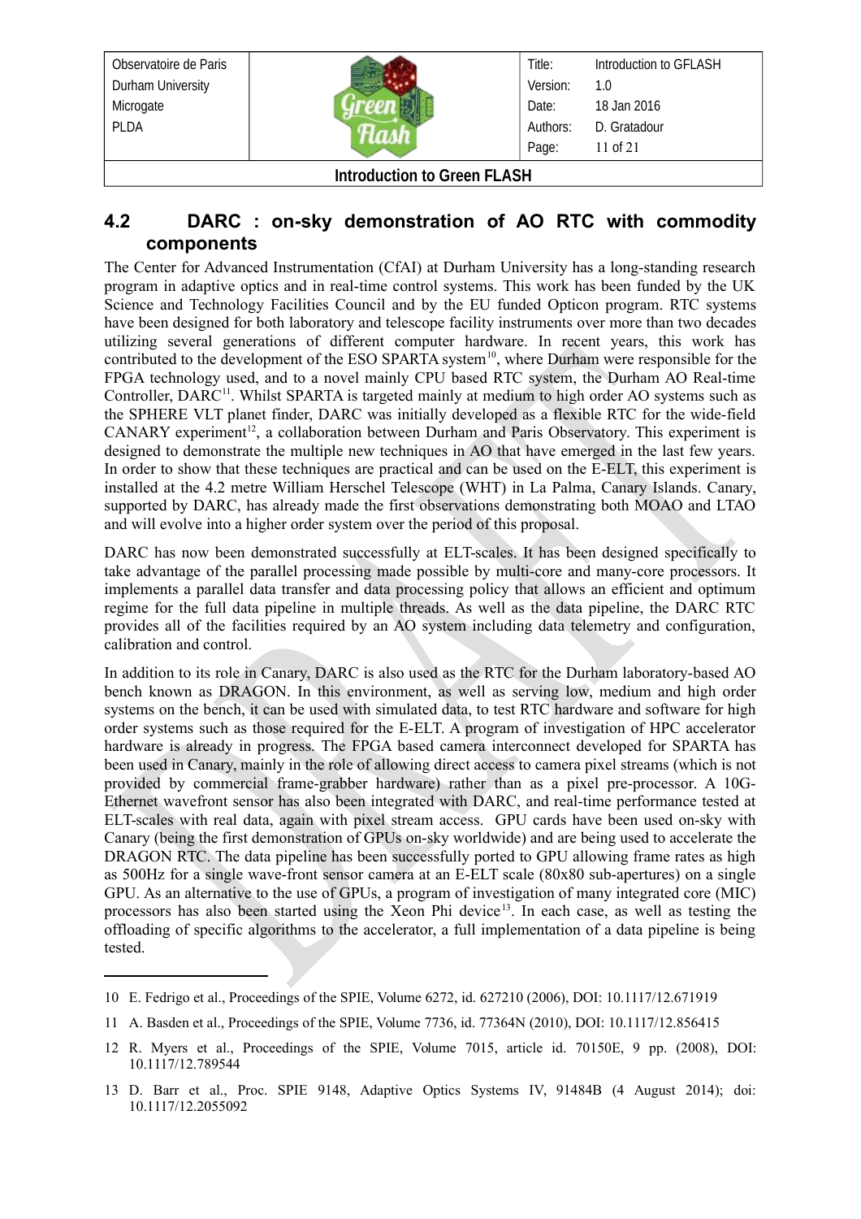## 4.2 DARC : on-sky demonstration of AO RTC with commodity components

The Center for Advanced Instrumentation (CfAI) at Durham University has a long-standing research program in adaptive optics and in real-time control systems. This work has been funded by the UK Science and Technology Facilities Council and by the EU funded Opticon program. RTC systems have been designed for both laboratory and telescope facility instruments over more than two decades utilizing several generations of different computer hardware. In recent years, this work has contributed to the development of the ESO SPARTA system[10], where Durham were responsible for the FPGA technology used, and to a novel mainly CPU based RTC system, the Durham AO Real-time Controller, DARC[11]. Whilst SPARTA is targeted mainly at medium to high order AO systems such as the SPHERE VLT planet finder, DARC was initially developed as a flexible RTC for the wide-field CANARY experiment[12], a collaboration between Durham and Paris Observatory. This experiment is designed to demonstrate the multiple new techniques in AO that have emerged in the last few years. In order to show that these techniques are practical and can be used on the E-ELT, this experiment is installed at the 4.2 metre William Herschel Telescope (WHT) in La Palma, Canary Islands. Canary, supported by DARC, has already made the first observations demonstrating both MOAO and LTAO and will evolve into a higher order system over the period of this proposal.

DARC has now been demonstrated successfully at ELT-scales. It has been designed specifically to take advantage of the parallel processing made possible by multi-core and many-core processors. It implements a parallel data transfer and data processing policy that allows an efficient and optimum regime for the full data pipeline in multiple threads. As well as the data pipeline, the DARC RTC provides all of the facilities required by an AO system including data telemetry and configuration, calibration and control.

In addition to its role in Canary, DARC is also used as the RTC for the Durham laboratory-based AO bench known as DRAGON. In this environment, as well as serving low, medium and high order systems on the bench, it can be used with simulated data, to test RTC hardware and software for high order systems such as those required for the E-ELT. A program of investigation of HPC accelerator hardware is already in progress. The FPGA based camera interconnect developed for SPARTA has been used in Canary, mainly in the role of allowing direct access to camera pixel streams (which is not provided by commercial frame-grabber hardware) rather than as a pixel pre-processor. A 10G-Ethernet wavefront sensor has also been integrated with DARC, and real-time performance tested at ELT-scales with real data, again with pixel stream access. GPU cards have been used on-sky with Canary (being the first demonstration of GPUs on-sky worldwide) and are being used to accelerate the DRAGON RTC. The data pipeline has been successfully ported to GPU allowing frame rates as high as 500Hz for a single wave-front sensor camera at an E-ELT scale (80x80 sub-apertures) on a single GPU. As an alternative to the use of GPUs, a program of investigation of many integrated core (MIC) processors has also been started using the Xeon Phi device[13]. In each case, as well as testing the offloading of specific algorithms to the accelerator, a full implementation of a data pipeline is being tested.

---

10 E. Fedrigo et al., Proceedings of the SPIE, Volume 6272, id. 627210 (2006), DOI: 10.1117/12.671919

11 A. Basden et al., Proceedings of the SPIE, Volume 7736, id. 77364N (2010), DOI: 10.1117/12.856415

12 R. Myers et al., Proceedings of the SPIE, Volume 7015, article id. 70150E, 9 pp. (2008), DOI: 10.1117/12.789544

13 D. Barr et al., Proc. SPIE 9148, Adaptive Optics Systems IV, 91484B (4 August 2014); doi: 10.1117/12.2055092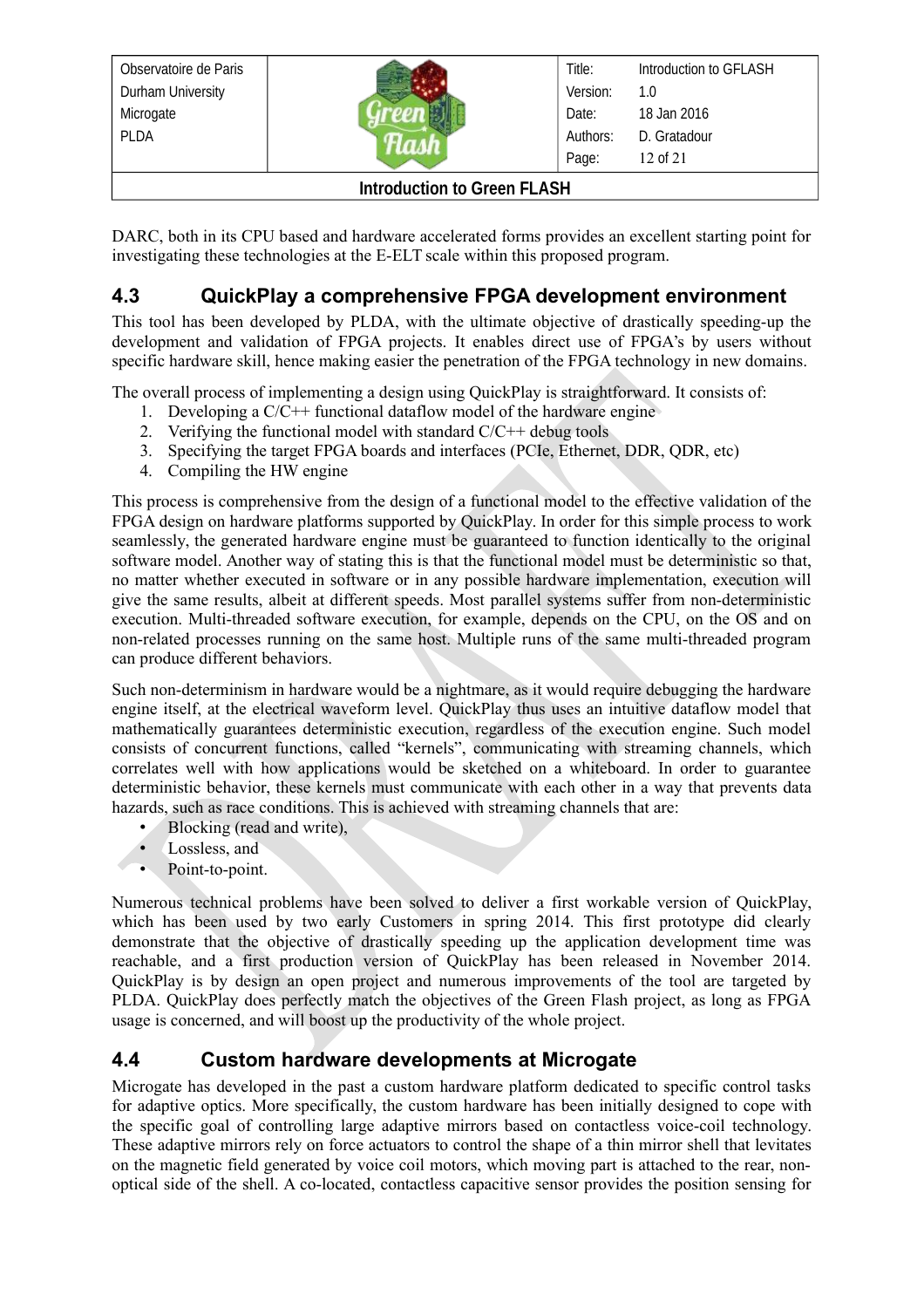DARC, both in its CPU based and hardware accelerated forms provides an excellent starting point for investigating these technologies at the E-ELT scale within this proposed program.

## 4.3 QuickPlay a comprehensive FPGA development environment

This tool has been developed by PLDA, with the ultimate objective of drastically speeding-up the development and validation of FPGA projects. It enables direct use of FPGA's by users without specific hardware skill, hence making easier the penetration of the FPGA technology in new domains.

The overall process of implementing a design using QuickPlay is straightforward. It consists of:

1. Developing a C/C++ functional dataflow model of the hardware engine
2. Verifying the functional model with standard C/C++ debug tools
3. Specifying the target FPGA boards and interfaces (PCIe, Ethernet, DDR, QDR, etc)
4. Compiling the HW engine

This process is comprehensive from the design of a functional model to the effective validation of the FPGA design on hardware platforms supported by QuickPlay. In order for this simple process to work seamlessly, the generated hardware engine must be guaranteed to function identically to the original software model. Another way of stating this is that the functional model must be deterministic so that, no matter whether executed in software or in any possible hardware implementation, execution will give the same results, albeit at different speeds. Most parallel systems suffer from non-deterministic execution. Multi-threaded software execution, for example, depends on the CPU, on the OS and on non-related processes running on the same host. Multiple runs of the same multi-threaded program can produce different behaviors.

Such non-determinism in hardware would be a nightmare, as it would require debugging the hardware engine itself, at the electrical waveform level. QuickPlay thus uses an intuitive dataflow model that mathematically guarantees deterministic execution, regardless of the execution engine. Such model consists of concurrent functions, called "kernels", communicating with streaming channels, which correlates well with how applications would be sketched on a whiteboard. In order to guarantee deterministic behavior, these kernels must communicate with each other in a way that prevents data hazards, such as race conditions. This is achieved with streaming channels that are:

- Blocking (read and write),
- Lossless, and
- Point-to-point.

Numerous technical problems have been solved to deliver a first workable version of QuickPlay, which has been used by two early Customers in spring 2014. This first prototype did clearly demonstrate that the objective of drastically speeding up the application development time was reachable, and a first production version of QuickPlay has been released in November 2014. QuickPlay is by design an open project and numerous improvements of the tool are targeted by PLDA. QuickPlay does perfectly match the objectives of the Green Flash project, as long as FPGA usage is concerned, and will boost up the productivity of the whole project.

## 4.4 Custom hardware developments at Microgate

Microgate has developed in the past a custom hardware platform dedicated to specific control tasks for adaptive optics. More specifically, the custom hardware has been initially designed to cope with the specific goal of controlling large adaptive mirrors based on contactless voice-coil technology. These adaptive mirrors rely on force actuators to control the shape of a thin mirror shell that levitates on the magnetic field generated by voice coil motors, which moving part is attached to the rear, non-optical side of the shell. A co-located, contactless capacitive sensor provides the position sensing for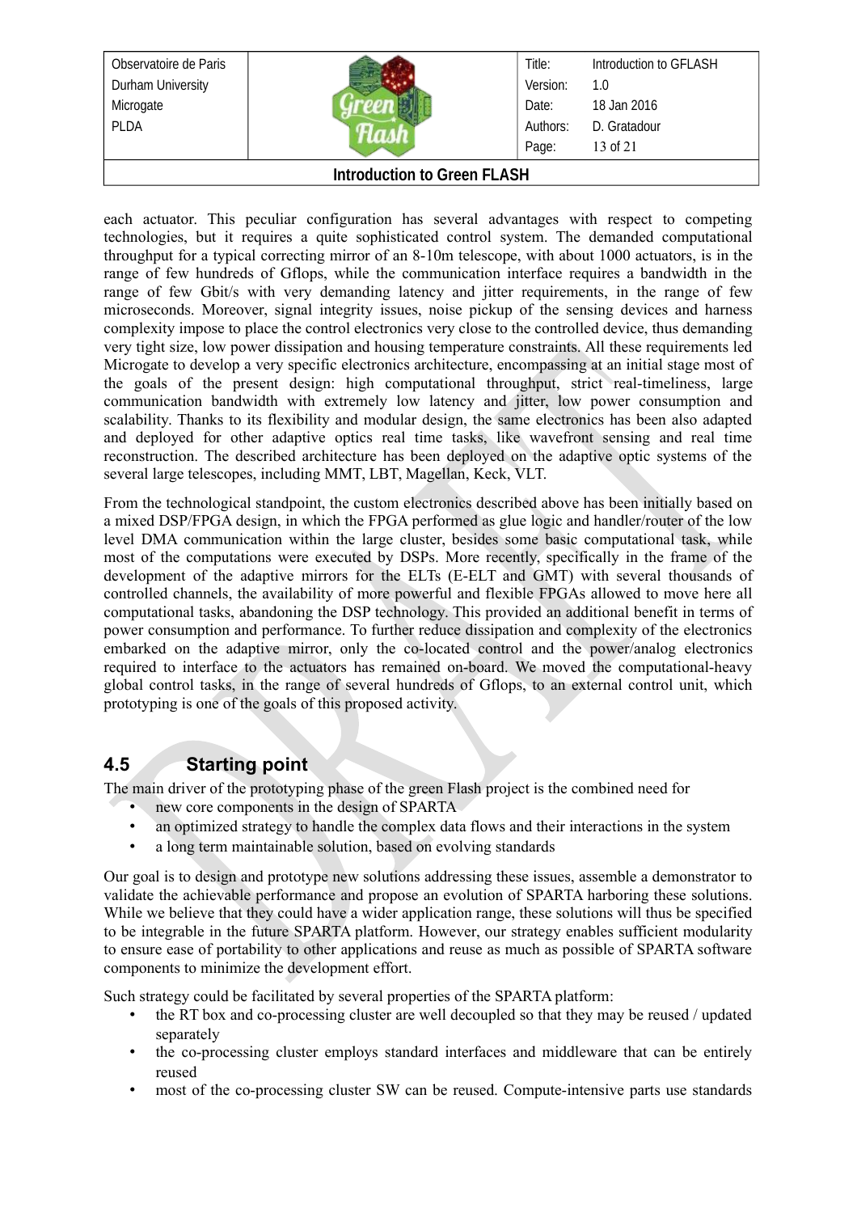each actuator. This peculiar configuration has several advantages with respect to competing technologies, but it requires a quite sophisticated control system. The demanded computational throughput for a typical correcting mirror of an 8-10m telescope, with about 1000 actuators, is in the range of few hundreds of Gflops, while the communication interface requires a bandwidth in the range of few Gbit/s with very demanding latency and jitter requirements, in the range of few microseconds. Moreover, signal integrity issues, noise pickup of the sensing devices and harness complexity impose to place the control electronics very close to the controlled device, thus demanding very tight size, low power dissipation and housing temperature constraints. All these requirements led Microgate to develop a very specific electronics architecture, encompassing at an initial stage most of the goals of the present design: high computational throughput, strict real-timeliness, large communication bandwidth with extremely low latency and jitter, low power consumption and scalability. Thanks to its flexibility and modular design, the same electronics has been also adapted and deployed for other adaptive optics real time tasks, like wavefront sensing and real time reconstruction. The described architecture has been deployed on the adaptive optic systems of the several large telescopes, including MMT, LBT, Magellan, Keck, VLT.

From the technological standpoint, the custom electronics described above has been initially based on a mixed DSP/FPGA design, in which the FPGA performed as glue logic and handler/router of the low level DMA communication within the large cluster, besides some basic computational task, while most of the computations were executed by DSPs. More recently, specifically in the frame of the development of the adaptive mirrors for the ELTs (E-ELT and GMT) with several thousands of controlled channels, the availability of more powerful and flexible FPGAs allowed to move here all computational tasks, abandoning the DSP technology. This provided an additional benefit in terms of power consumption and performance. To further reduce dissipation and complexity of the electronics embarked on the adaptive mirror, only the co-located control and the power/analog electronics required to interface to the actuators has remained on-board. We moved the computational-heavy global control tasks, in the range of several hundreds of Gflops, to an external control unit, which prototyping is one of the goals of this proposed activity.

## 4.5 Starting point

The main driver of the prototyping phase of the green Flash project is the combined need for

- new core components in the design of SPARTA
- an optimized strategy to handle the complex data flows and their interactions in the system
- a long term maintainable solution, based on evolving standards

Our goal is to design and prototype new solutions addressing these issues, assemble a demonstrator to validate the achievable performance and propose an evolution of SPARTA harboring these solutions. While we believe that they could have a wider application range, these solutions will thus be specified to be integrable in the future SPARTA platform. However, our strategy enables sufficient modularity to ensure ease of portability to other applications and reuse as much as possible of SPARTA software components to minimize the development effort.

Such strategy could be facilitated by several properties of the SPARTA platform:

- the RT box and co-processing cluster are well decoupled so that they may be reused / updated separately
- the co-processing cluster employs standard interfaces and middleware that can be entirely reused
- most of the co-processing cluster SW can be reused. Compute-intensive parts use standards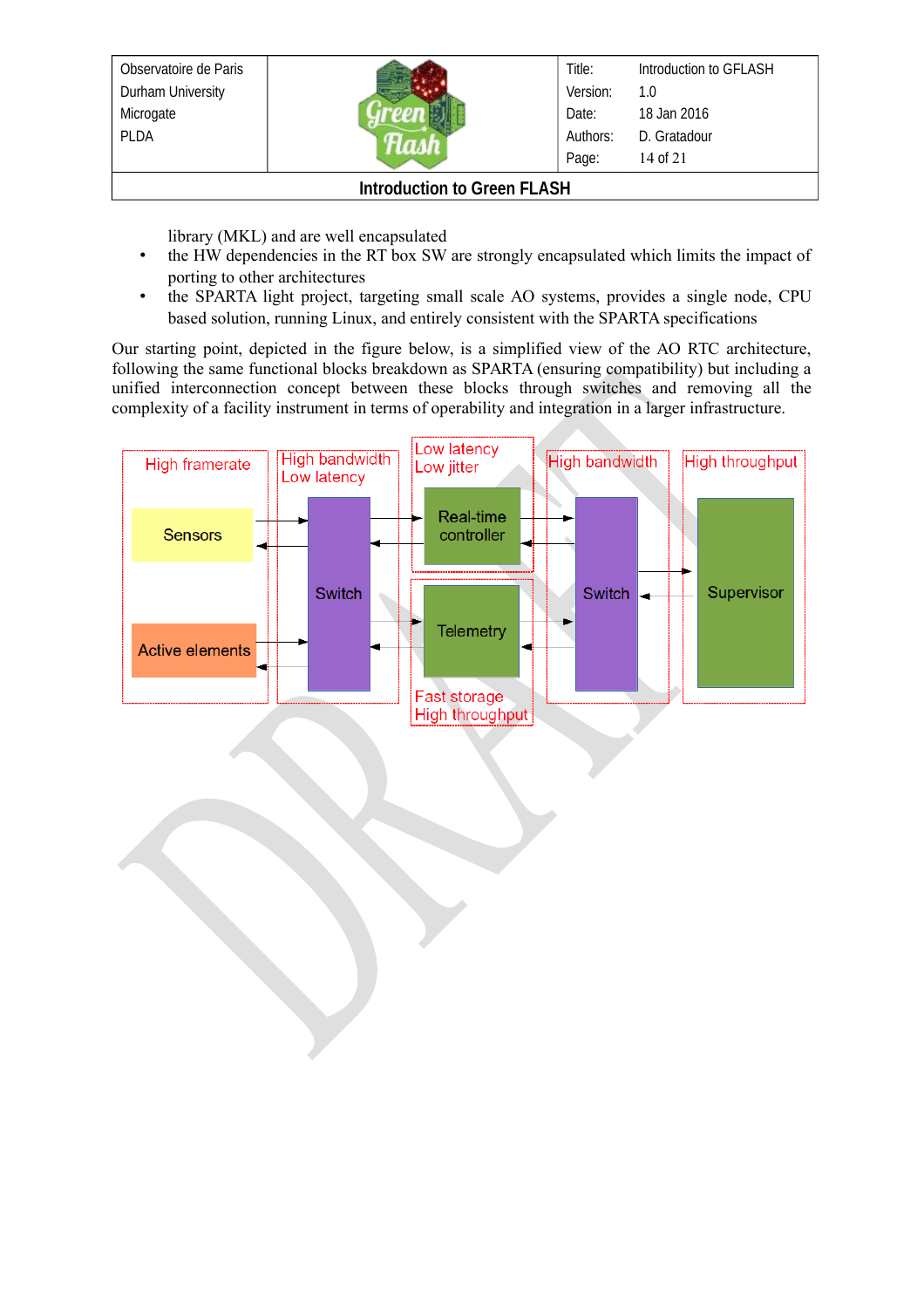library (MKL) and are well encapsulated

- the HW dependencies in the RT box SW are strongly encapsulated which limits the impact of porting to other architectures
- the SPARTA light project, targeting small scale AO systems, provides a single node, CPU based solution, running Linux, and entirely consistent with the SPARTA specifications

Our starting point, depicted in the figure below, is a simplified view of the AO RTC architecture, following the same functional blocks breakdown as SPARTA (ensuring compatibility) but including a unified interconnection concept between these blocks through switches and removing all the complexity of a facility instrument in terms of operability and integration in a larger infrastructure.

High framerate | High bandwidth Low latency | Low latency Low jitter | High bandwidth | High throughput

Sensors | Switch | Real-time controller | Switch | Supervisor

Active elements | Telemetry

Fast storage High throughput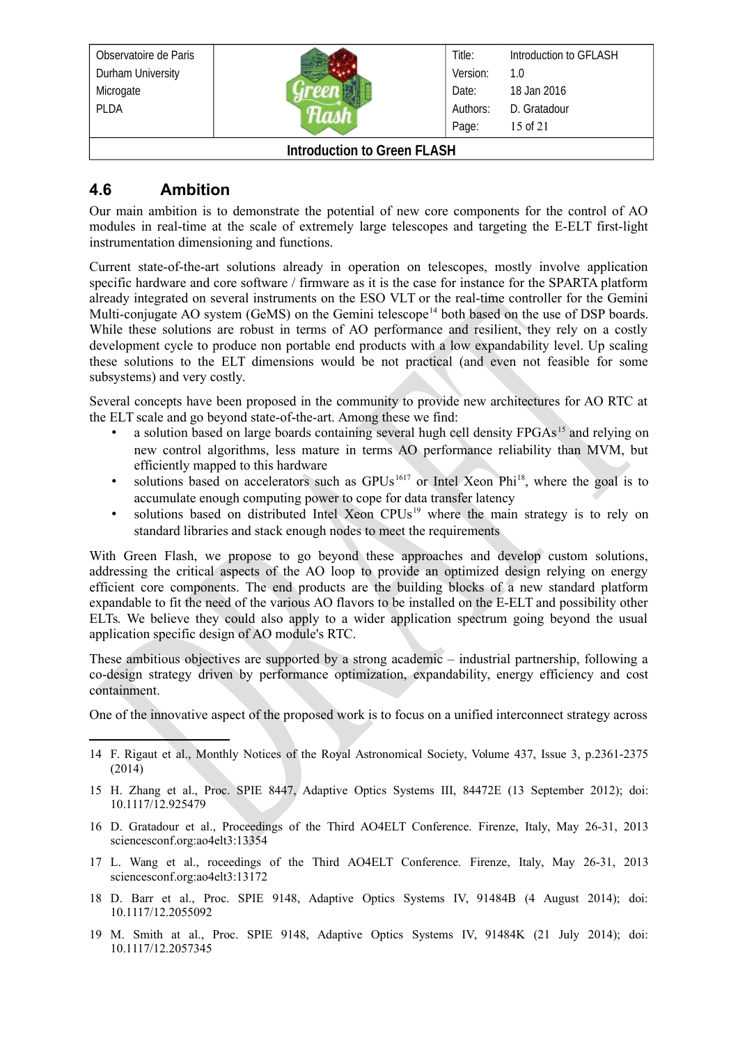## 4.6 Ambition

Our main ambition is to demonstrate the potential of new core components for the control of AO modules in real-time at the scale of extremely large telescopes and targeting the E-ELT first-light instrumentation dimensioning and functions.

Current state-of-the-art solutions already in operation on telescopes, mostly involve application specific hardware and core software / firmware as it is the case for instance for the SPARTA platform already integrated on several instruments on the ESO VLT or the real-time controller for the Gemini Multi-conjugate AO system (GeMS) on the Gemini telescope[14] both based on the use of DSP boards. While these solutions are robust in terms of AO performance and resilient, they rely on a costly development cycle to produce non portable end products with a low expandability level. Up scaling these solutions to the ELT dimensions would be not practical (and even not feasible for some subsystems) and very costly.

Several concepts have been proposed in the community to provide new architectures for AO RTC at the ELT scale and go beyond state-of-the-art. Among these we find:

- a solution based on large boards containing several hugh cell density FPGAs[15] and relying on new control algorithms, less mature in terms AO performance reliability than MVM, but efficiently mapped to this hardware
- solutions based on accelerators such as GPUs[16,17] or Intel Xeon Phi[18], where the goal is to accumulate enough computing power to cope for data transfer latency
- solutions based on distributed Intel Xeon CPUs[19] where the main strategy is to rely on standard libraries and stack enough nodes to meet the requirements

With Green Flash, we propose to go beyond these approaches and develop custom solutions, addressing the critical aspects of the AO loop to provide an optimized design relying on energy efficient core components. The end products are the building blocks of a new standard platform expandable to fit the need of the various AO flavors to be installed on the E-ELT and possibility other ELTs. We believe they could also apply to a wider application spectrum going beyond the usual application specific design of AO module's RTC.

These ambitious objectives are supported by a strong academic – industrial partnership, following a co-design strategy driven by performance optimization, expandability, energy efficiency and cost containment.

One of the innovative aspect of the proposed work is to focus on a unified interconnect strategy across

---

14 F. Rigaut et al., Monthly Notices of the Royal Astronomical Society, Volume 437, Issue 3, p.2361-2375 (2014)

15 H. Zhang et al., Proc. SPIE 8447, Adaptive Optics Systems III, 84472E (13 September 2012); doi: 10.1117/12.925479

16 D. Gratadour et al., Proceedings of the Third AO4ELT Conference. Firenze, Italy, May 26-31, 2013 sciencesconf.org:ao4elt3:13354

17 L. Wang et al., roceedings of the Third AO4ELT Conference. Firenze, Italy, May 26-31, 2013 sciencesconf.org:ao4elt3:13172

18 D. Barr et al., Proc. SPIE 9148, Adaptive Optics Systems IV, 91484B (4 August 2014); doi: 10.1117/12.2055092

19 M. Smith at al., Proc. SPIE 9148, Adaptive Optics Systems IV, 91484K (21 July 2014); doi: 10.1117/12.2057345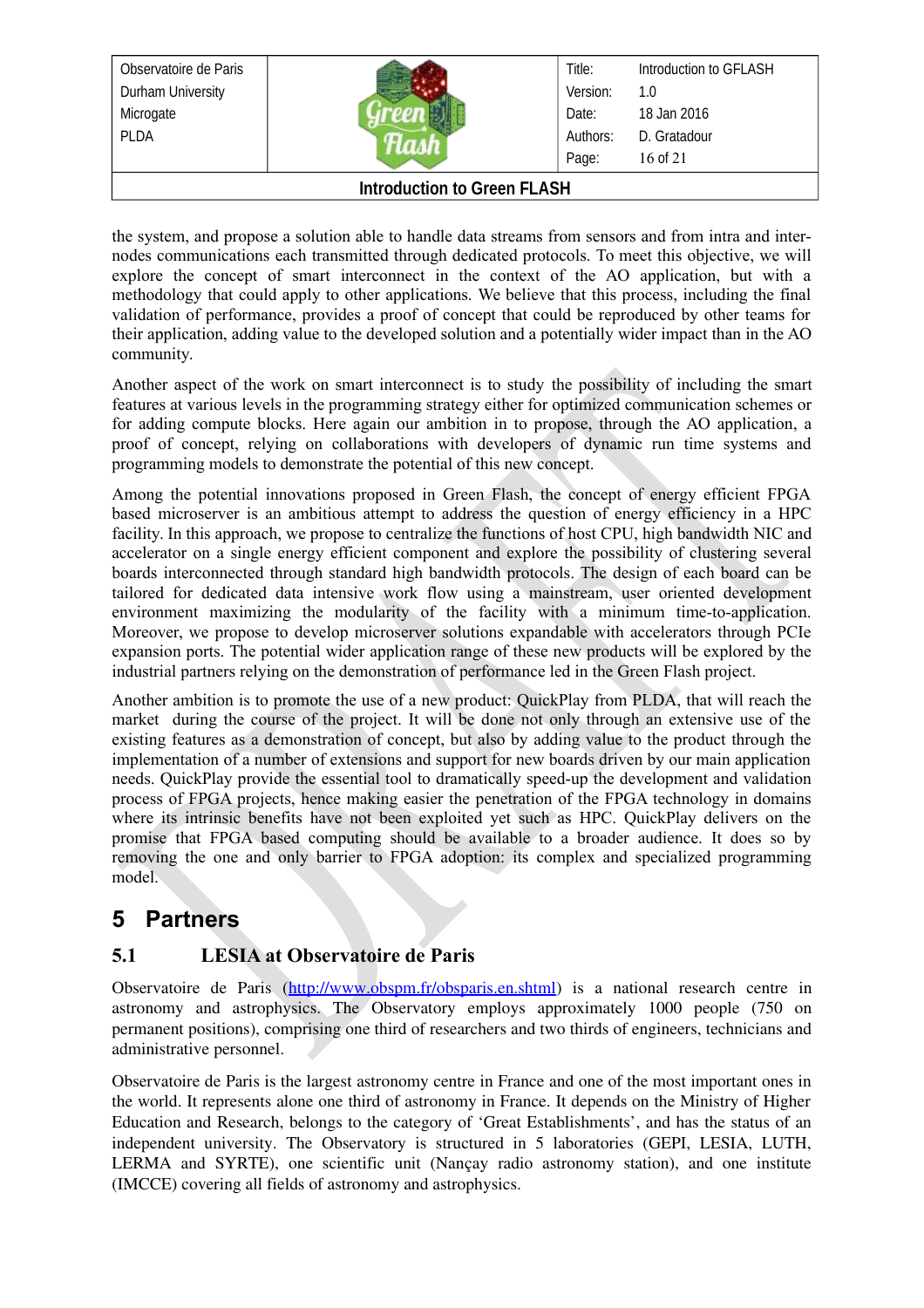the system, and propose a solution able to handle data streams from sensors and from intra and inter-nodes communications each transmitted through dedicated protocols. To meet this objective, we will explore the concept of smart interconnect in the context of the AO application, but with a methodology that could apply to other applications. We believe that this process, including the final validation of performance, provides a proof of concept that could be reproduced by other teams for their application, adding value to the developed solution and a potentially wider impact than in the AO community.

Another aspect of the work on smart interconnect is to study the possibility of including the smart features at various levels in the programming strategy either for optimized communication schemes or for adding compute blocks. Here again our ambition in to propose, through the AO application, a proof of concept, relying on collaborations with developers of dynamic run time systems and programming models to demonstrate the potential of this new concept.

Among the potential innovations proposed in Green Flash, the concept of energy efficient FPGA based microserver is an ambitious attempt to address the question of energy efficiency in a HPC facility. In this approach, we propose to centralize the functions of host CPU, high bandwidth NIC and accelerator on a single energy efficient component and explore the possibility of clustering several boards interconnected through standard high bandwidth protocols. The design of each board can be tailored for dedicated data intensive work flow using a mainstream, user oriented development environment maximizing the modularity of the facility with a minimum time-to-application. Moreover, we propose to develop microserver solutions expandable with accelerators through PCIe expansion ports. The potential wider application range of these new products will be explored by the industrial partners relying on the demonstration of performance led in the Green Flash project.

Another ambition is to promote the use of a new product: QuickPlay from PLDA, that will reach the market during the course of the project. It will be done not only through an extensive use of the existing features as a demonstration of concept, but also by adding value to the product through the implementation of a number of extensions and support for new boards driven by our main application needs. QuickPlay provide the essential tool to dramatically speed-up the development and validation process of FPGA projects, hence making easier the penetration of the FPGA technology in domains where its intrinsic benefits have not been exploited yet such as HPC. QuickPlay delivers on the promise that FPGA based computing should be available to a broader audience. It does so by removing the one and only barrier to FPGA adoption: its complex and specialized programming model.

# 5 Partners

## 5.1 LESIA at Observatoire de Paris

Observatoire de Paris (http://www.obspm.fr/obsparis.en.shtml) is a national research centre in astronomy and astrophysics. The Observatory employs approximately 1000 people (750 on permanent positions), comprising one third of researchers and two thirds of engineers, technicians and administrative personnel.

Observatoire de Paris is the largest astronomy centre in France and one of the most important ones in the world. It represents alone one third of astronomy in France. It depends on the Ministry of Higher Education and Research, belongs to the category of 'Great Establishments', and has the status of an independent university. The Observatory is structured in 5 laboratories (GEPI, LESIA, LUTH, LERMA and SYRTE), one scientific unit (Nançay radio astronomy station), and one institute (IMCCE) covering all fields of astronomy and astrophysics.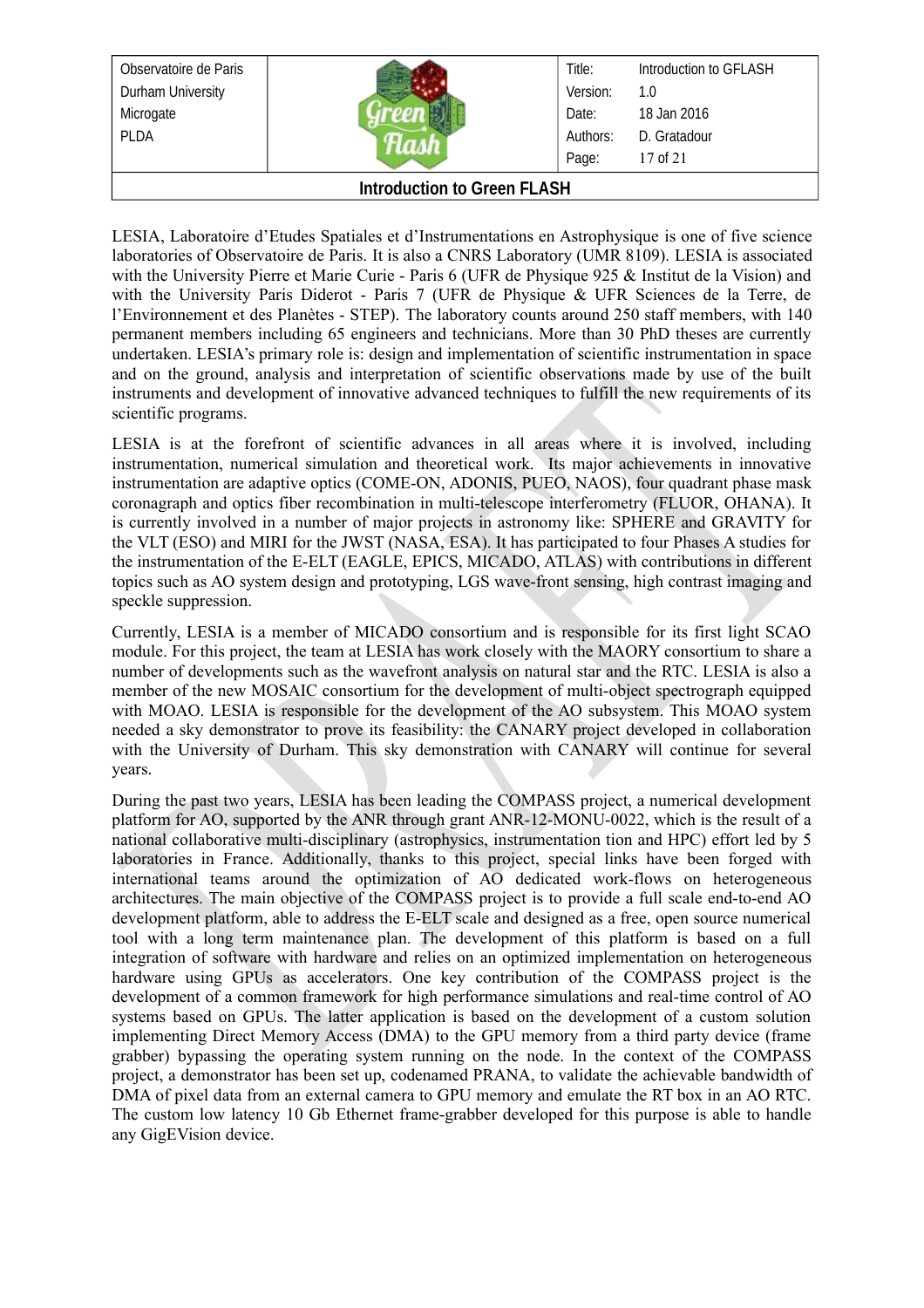LESIA, Laboratoire d'Etudes Spatiales et d'Instrumentations en Astrophysique is one of five science laboratories of Observatoire de Paris. It is also a CNRS Laboratory (UMR 8109). LESIA is associated with the University Pierre et Marie Curie - Paris 6 (UFR de Physique 925 & Institut de la Vision) and with the University Paris Diderot - Paris 7 (UFR de Physique & UFR Sciences de la Terre, de l'Environnement et des Planètes - STEP). The laboratory counts around 250 staff members, with 140 permanent members including 65 engineers and technicians. More than 30 PhD theses are currently undertaken. LESIA's primary role is: design and implementation of scientific instrumentation in space and on the ground, analysis and interpretation of scientific observations made by use of the built instruments and development of innovative advanced techniques to fulfill the new requirements of its scientific programs.

LESIA is at the forefront of scientific advances in all areas where it is involved, including instrumentation, numerical simulation and theoretical work. Its major achievements in innovative instrumentation are adaptive optics (COME-ON, ADONIS, PUEO, NAOS), four quadrant phase mask coronagraph and optics fiber recombination in multi-telescope interferometry (FLUOR, OHANA). It is currently involved in a number of major projects in astronomy like: SPHERE and GRAVITY for the VLT (ESO) and MIRI for the JWST (NASA, ESA). It has participated to four Phases A studies for the instrumentation of the E-ELT (EAGLE, EPICS, MICADO, ATLAS) with contributions in different topics such as AO system design and prototyping, LGS wave-front sensing, high contrast imaging and speckle suppression.

Currently, LESIA is a member of MICADO consortium and is responsible for its first light SCAO module. For this project, the team at LESIA has work closely with the MAORY consortium to share a number of developments such as the wavefront analysis on natural star and the RTC. LESIA is also a member of the new MOSAIC consortium for the development of multi-object spectrograph equipped with MOAO. LESIA is responsible for the development of the AO subsystem. This MOAO system needed a sky demonstrator to prove its feasibility: the CANARY project developed in collaboration with the University of Durham. This sky demonstration with CANARY will continue for several years.

During the past two years, LESIA has been leading the COMPASS project, a numerical development platform for AO, supported by the ANR through grant ANR-12-MONU-0022, which is the result of a national collaborative multi-disciplinary (astrophysics, instrumentation tion and HPC) effort led by 5 laboratories in France. Additionally, thanks to this project, special links have been forged with international teams around the optimization of AO dedicated work-flows on heterogeneous architectures. The main objective of the COMPASS project is to provide a full scale end-to-end AO development platform, able to address the E-ELT scale and designed as a free, open source numerical tool with a long term maintenance plan. The development of this platform is based on a full integration of software with hardware and relies on an optimized implementation on heterogeneous hardware using GPUs as accelerators. One key contribution of the COMPASS project is the development of a common framework for high performance simulations and real-time control of AO systems based on GPUs. The latter application is based on the development of a custom solution implementing Direct Memory Access (DMA) to the GPU memory from a third party device (frame grabber) bypassing the operating system running on the node. In the context of the COMPASS project, a demonstrator has been set up, codenamed PRANA, to validate the achievable bandwidth of DMA of pixel data from an external camera to GPU memory and emulate the RT box in an AO RTC. The custom low latency 10 Gb Ethernet frame-grabber developed for this purpose is able to handle any GigEVision device.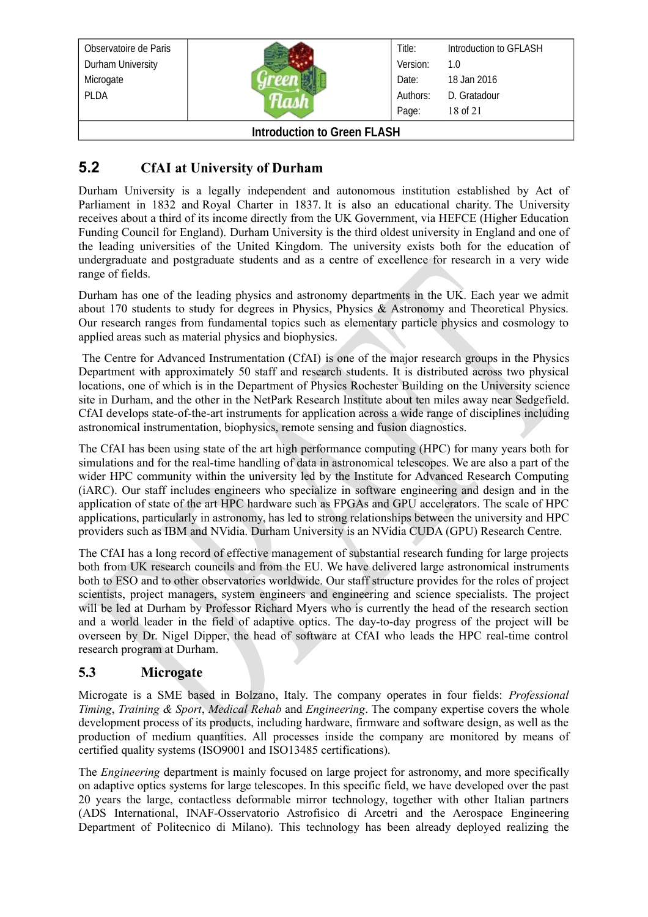## 5.2 CfAI at University of Durham

Durham University is a legally independent and autonomous institution established by Act of Parliament in 1832 and Royal Charter in 1837. It is also an educational charity. The University receives about a third of its income directly from the UK Government, via HEFCE (Higher Education Funding Council for England). Durham University is the third oldest university in England and one of the leading universities of the United Kingdom. The university exists both for the education of undergraduate and postgraduate students and as a centre of excellence for research in a very wide range of fields.

Durham has one of the leading physics and astronomy departments in the UK. Each year we admit about 170 students to study for degrees in Physics, Physics & Astronomy and Theoretical Physics. Our research ranges from fundamental topics such as elementary particle physics and cosmology to applied areas such as material physics and biophysics.

The Centre for Advanced Instrumentation (CfAI) is one of the major research groups in the Physics Department with approximately 50 staff and research students. It is distributed across two physical locations, one of which is in the Department of Physics Rochester Building on the University science site in Durham, and the other in the NetPark Research Institute about ten miles away near Sedgefield. CfAI develops state-of-the-art instruments for application across a wide range of disciplines including astronomical instrumentation, biophysics, remote sensing and fusion diagnostics.

The CfAI has been using state of the art high performance computing (HPC) for many years both for simulations and for the real-time handling of data in astronomical telescopes. We are also a part of the wider HPC community within the university led by the Institute for Advanced Research Computing (iARC). Our staff includes engineers who specialize in software engineering and design and in the application of state of the art HPC hardware such as FPGAs and GPU accelerators. The scale of HPC applications, particularly in astronomy, has led to strong relationships between the university and HPC providers such as IBM and NVidia. Durham University is an NVidia CUDA (GPU) Research Centre.

The CfAI has a long record of effective management of substantial research funding for large projects both from UK research councils and from the EU. We have delivered large astronomical instruments both to ESO and to other observatories worldwide. Our staff structure provides for the roles of project scientists, project managers, system engineers and engineering and science specialists. The project will be led at Durham by Professor Richard Myers who is currently the head of the research section and a world leader in the field of adaptive optics. The day-to-day progress of the project will be overseen by Dr. Nigel Dipper, the head of software at CfAI who leads the HPC real-time control research program at Durham.

## 5.3 Microgate

Microgate is a SME based in Bolzano, Italy. The company operates in four fields: *Professional Timing*, *Training & Sport*, *Medical Rehab* and *Engineering*. The company expertise covers the whole development process of its products, including hardware, firmware and software design, as well as the production of medium quantities. All processes inside the company are monitored by means of certified quality systems (ISO9001 and ISO13485 certifications).

The *Engineering* department is mainly focused on large project for astronomy, and more specifically on adaptive optics systems for large telescopes. In this specific field, we have developed over the past 20 years the large, contactless deformable mirror technology, together with other Italian partners (ADS International, INAF-Osservatorio Astrofisico di Arcetri and the Aerospace Engineering Department of Politecnico di Milano). This technology has been already deployed realizing the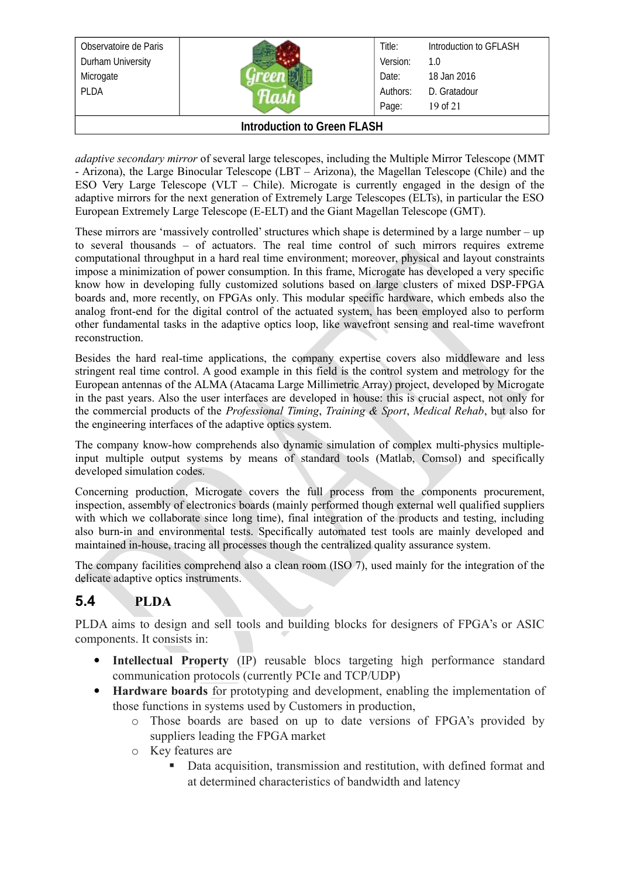*adaptive secondary mirror* of several large telescopes, including the Multiple Mirror Telescope (MMT - Arizona), the Large Binocular Telescope (LBT – Arizona), the Magellan Telescope (Chile) and the ESO Very Large Telescope (VLT – Chile). Microgate is currently engaged in the design of the adaptive mirrors for the next generation of Extremely Large Telescopes (ELTs), in particular the ESO European Extremely Large Telescope (E-ELT) and the Giant Magellan Telescope (GMT).

These mirrors are 'massively controlled' structures which shape is determined by a large number – up to several thousands – of actuators. The real time control of such mirrors requires extreme computational throughput in a hard real time environment; moreover, physical and layout constraints impose a minimization of power consumption. In this frame, Microgate has developed a very specific know how in developing fully customized solutions based on large clusters of mixed DSP-FPGA boards and, more recently, on FPGAs only. This modular specific hardware, which embeds also the analog front-end for the digital control of the actuated system, has been employed also to perform other fundamental tasks in the adaptive optics loop, like wavefront sensing and real-time wavefront reconstruction.

Besides the hard real-time applications, the company expertise covers also middleware and less stringent real time control. A good example in this field is the control system and metrology for the European antennas of the ALMA (Atacama Large Millimetric Array) project, developed by Microgate in the past years. Also the user interfaces are developed in house: this is crucial aspect, not only for the commercial products of the *Professional Timing*, *Training & Sport*, *Medical Rehab*, but also for the engineering interfaces of the adaptive optics system.

The company know-how comprehends also dynamic simulation of complex multi-physics multiple-input multiple output systems by means of standard tools (Matlab, Comsol) and specifically developed simulation codes.

Concerning production, Microgate covers the full process from the components procurement, inspection, assembly of electronics boards (mainly performed though external well qualified suppliers with which we collaborate since long time), final integration of the products and testing, including also burn-in and environmental tests. Specifically automated test tools are mainly developed and maintained in-house, tracing all processes though the centralized quality assurance system.

The company facilities comprehend also a clean room (ISO 7), used mainly for the integration of the delicate adaptive optics instruments.

## 5.4 PLDA

PLDA aims to design and sell tools and building blocks for designers of FPGA's or ASIC components. It consists in:

- **Intellectual Property** (IP) reusable blocs targeting high performance standard communication protocols (currently PCIe and TCP/UDP)
- **Hardware boards** for prototyping and development, enabling the implementation of those functions in systems used by Customers in production,
  - Those boards are based on up to date versions of FPGA's provided by suppliers leading the FPGA market
  - Key features are
    - Data acquisition, transmission and restitution, with defined format and at determined characteristics of bandwidth and latency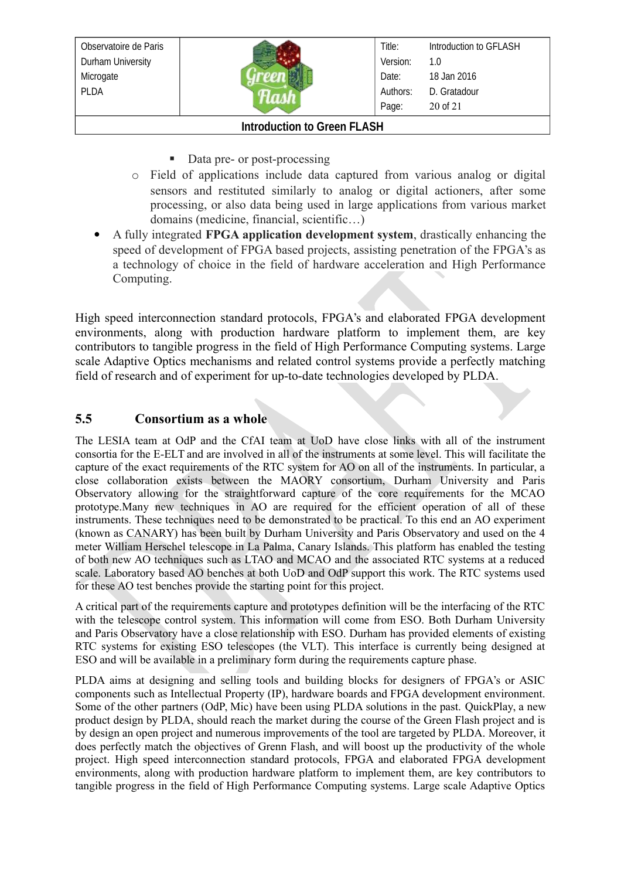- Data pre- or post-processing
    - Field of applications include data captured from various analog or digital sensors and restituted similarly to analog or digital actioners, after some processing, or also data being used in large applications from various market domains (medicine, financial, scientific…)
- A fully integrated **FPGA application development system**, drastically enhancing the speed of development of FPGA based projects, assisting penetration of the FPGA's as a technology of choice in the field of hardware acceleration and High Performance Computing.

High speed interconnection standard protocols, FPGA's and elaborated FPGA development environments, along with production hardware platform to implement them, are key contributors to tangible progress in the field of High Performance Computing systems. Large scale Adaptive Optics mechanisms and related control systems provide a perfectly matching field of research and of experiment for up-to-date technologies developed by PLDA.

## 5.5 Consortium as a whole

The LESIA team at OdP and the CfAI team at UoD have close links with all of the instrument consortia for the E-ELT and are involved in all of the instruments at some level. This will facilitate the capture of the exact requirements of the RTC system for AO on all of the instruments. In particular, a close collaboration exists between the MAORY consortium, Durham University and Paris Observatory allowing for the straightforward capture of the core requirements for the MCAO prototype.Many new techniques in AO are required for the efficient operation of all of these instruments. These techniques need to be demonstrated to be practical. To this end an AO experiment (known as CANARY) has been built by Durham University and Paris Observatory and used on the 4 meter William Herschel telescope in La Palma, Canary Islands. This platform has enabled the testing of both new AO techniques such as LTAO and MCAO and the associated RTC systems at a reduced scale. Laboratory based AO benches at both UoD and OdP support this work. The RTC systems used for these AO test benches provide the starting point for this project.

A critical part of the requirements capture and prototypes definition will be the interfacing of the RTC with the telescope control system. This information will come from ESO. Both Durham University and Paris Observatory have a close relationship with ESO. Durham has provided elements of existing RTC systems for existing ESO telescopes (the VLT). This interface is currently being designed at ESO and will be available in a preliminary form during the requirements capture phase.

PLDA aims at designing and selling tools and building blocks for designers of FPGA's or ASIC components such as Intellectual Property (IP), hardware boards and FPGA development environment. Some of the other partners (OdP, Mic) have been using PLDA solutions in the past. QuickPlay, a new product design by PLDA, should reach the market during the course of the Green Flash project and is by design an open project and numerous improvements of the tool are targeted by PLDA. Moreover, it does perfectly match the objectives of Grenn Flash, and will boost up the productivity of the whole project. High speed interconnection standard protocols, FPGA and elaborated FPGA development environments, along with production hardware platform to implement them, are key contributors to tangible progress in the field of High Performance Computing systems. Large scale Adaptive Optics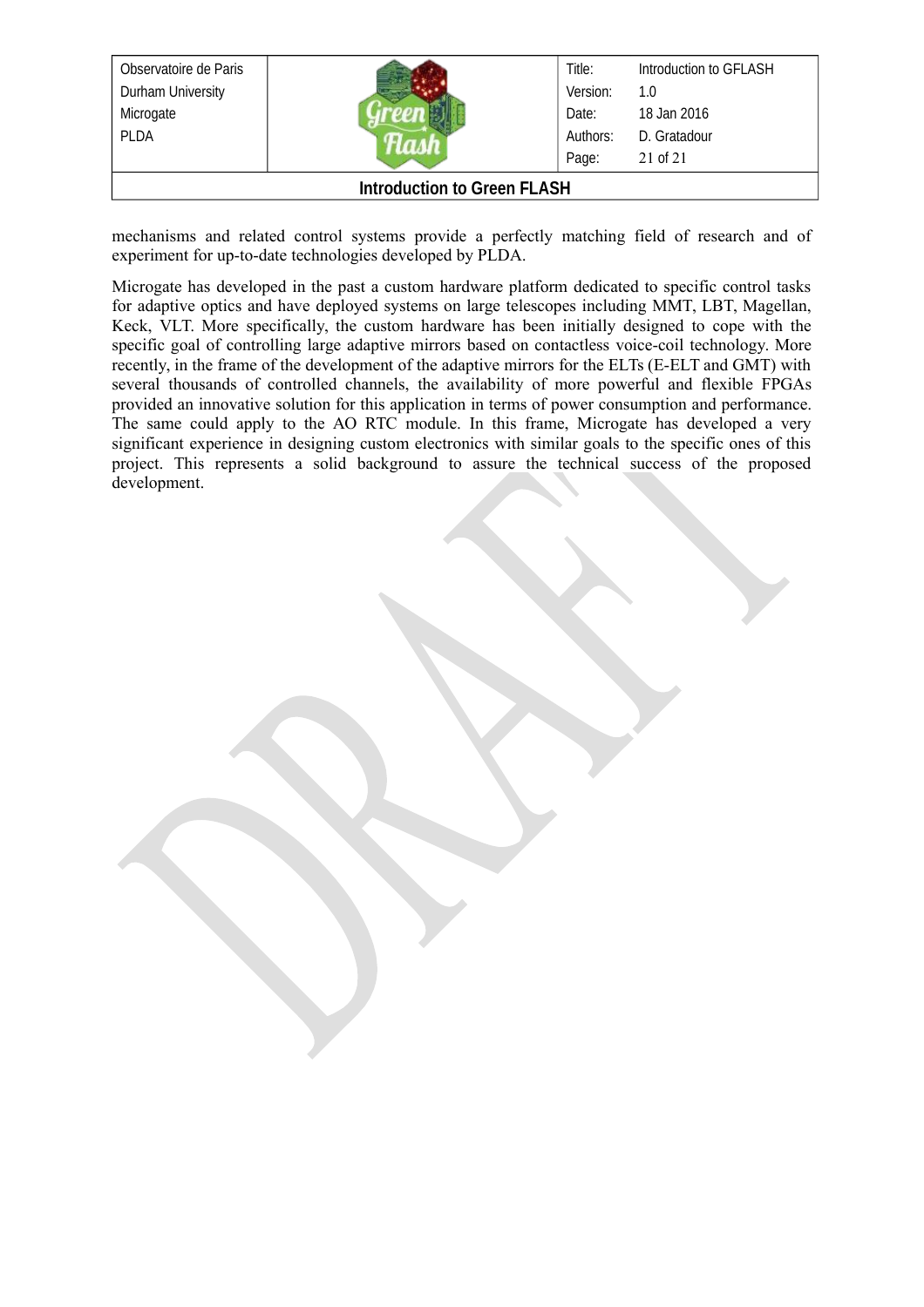mechanisms and related control systems provide a perfectly matching field of research and of experiment for up-to-date technologies developed by PLDA.

Microgate has developed in the past a custom hardware platform dedicated to specific control tasks for adaptive optics and have deployed systems on large telescopes including MMT, LBT, Magellan, Keck, VLT. More specifically, the custom hardware has been initially designed to cope with the specific goal of controlling large adaptive mirrors based on contactless voice-coil technology. More recently, in the frame of the development of the adaptive mirrors for the ELTs (E-ELT and GMT) with several thousands of controlled channels, the availability of more powerful and flexible FPGAs provided an innovative solution for this application in terms of power consumption and performance. The same could apply to the AO RTC module. In this frame, Microgate has developed a very significant experience in designing custom electronics with similar goals to the specific ones of this project. This represents a solid background to assure the technical success of the proposed development.